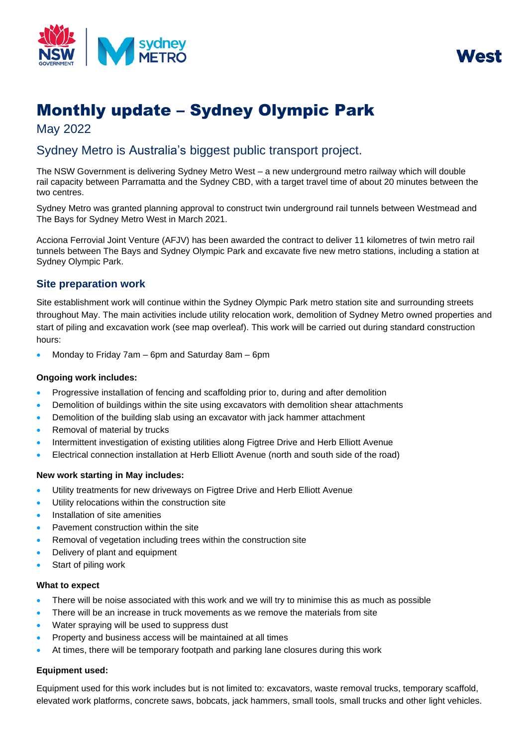West

# Monthly update – Sydney Olympic Park

May 2022

## Sydney Metro is Australia's biggest public transport project.

The NSW Government is delivering Sydney Metro West – a new underground metro railway which will double rail capacity between Parramatta and the Sydney CBD, with a target travel time of about 20 minutes between the two centres.

Sydney Metro was granted planning approval to construct twin underground rail tunnels between Westmead and The Bays for Sydney Metro West in March 2021.

Acciona Ferrovial Joint Venture (AFJV) has been awarded the contract to deliver 11 kilometres of twin metro rail tunnels between The Bays and Sydney Olympic Park and excavate five new metro stations, including a station at Sydney Olympic Park.

### Site preparation work

Site establishment work will continue within the Sydney Olympic Park metro station site and surrounding streets throughout May. The main activities include utility relocation work, demolition of Sydney Metro owned properties and start of piling and excavation work (see map overleaf). This work will be carried out during standard construction hours:

- Monday to Friday 7am – 6pm and Saturday 8am – 6pm

**Ongoing work includes:**

- Progressive installation of fencing and scaffolding prior to, during and after demolition
- Demolition of buildings within the site using excavators with demolition shear attachments
- Demolition of the building slab using an excavator with jack hammer attachment
- Removal of material by trucks
- Intermittent investigation of existing utilities along Figtree Drive and Herb Elliott Avenue
- Electrical connection installation at Herb Elliott Avenue (north and south side of the road)

**New work starting in May includes:**

- Utility treatments for new driveways on Figtree Drive and Herb Elliott Avenue
- Utility relocations within the construction site
- Installation of site amenities
- Pavement construction within the site
- Removal of vegetation including trees within the construction site
- Delivery of plant and equipment
- Start of piling work

**What to expect**

- There will be noise associated with this work and we will try to minimise this as much as possible
- There will be an increase in truck movements as we remove the materials from site
- Water spraying will be used to suppress dust
- Property and business access will be maintained at all times
- At times, there will be temporary footpath and parking lane closures during this work

**Equipment used:**

Equipment used for this work includes but is not limited to: excavators, waste removal trucks, temporary scaffold, elevated work platforms, concrete saws, bobcats, jack hammers, small tools, small trucks and other light vehicles.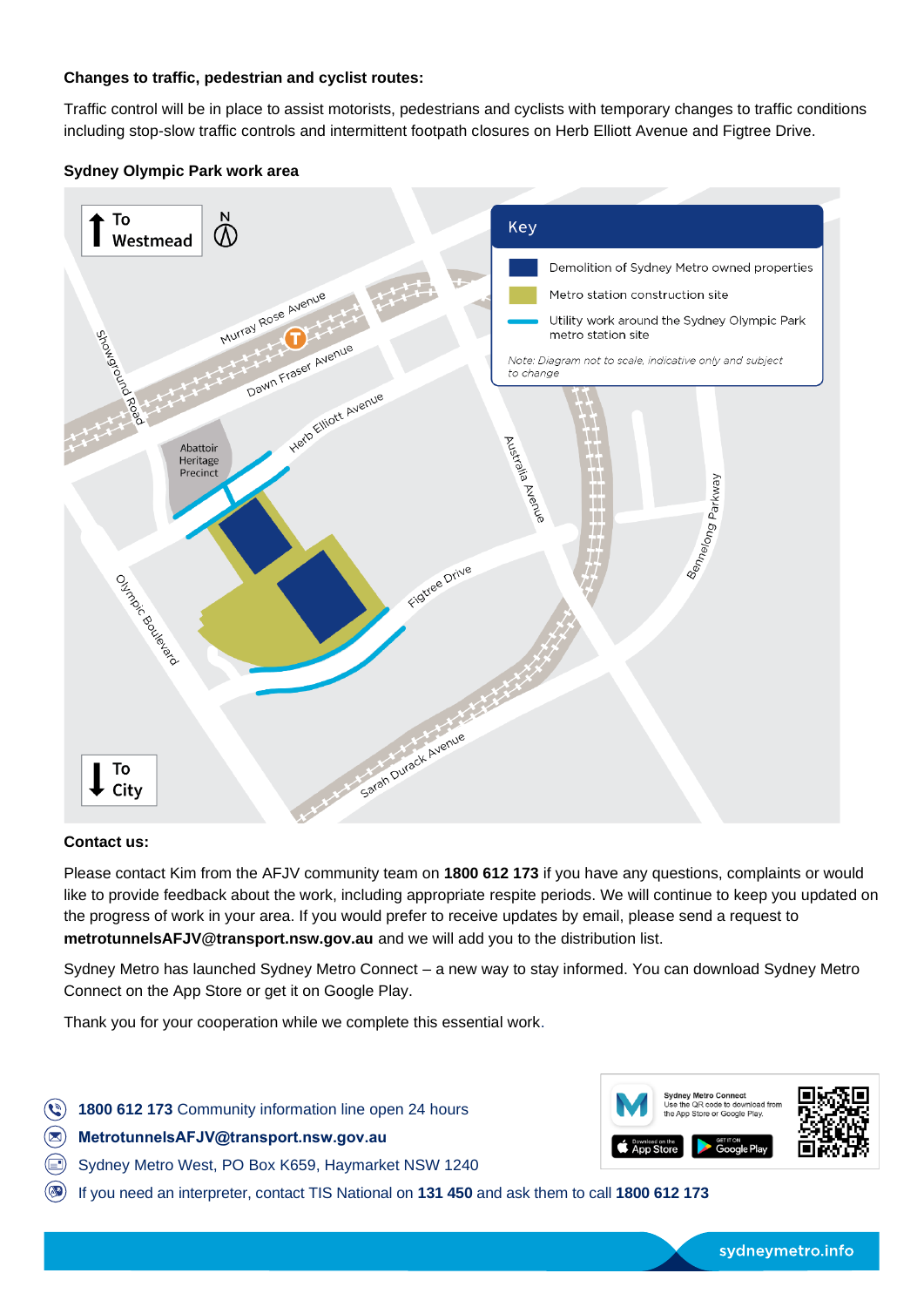**Changes to traffic, pedestrian and cyclist routes:**

Traffic control will be in place to assist motorists, pedestrians and cyclists with temporary changes to traffic conditions including stop-slow traffic controls and intermittent footpath closures on Herb Elliott Avenue and Figtree Drive.

**Sydney Olympic Park work area**

To Westmead

N

Key

Demolition of Sydney Metro owned properties

Metro station construction site

Utility work around the Sydney Olympic Park metro station site

*Note: Diagram not to scale, indicative only and subject to change*

Murray Rose Avenue

Dawn Fraser Avenue

Showground Road

Herb Elliott Avenue

Abattoir Heritage Precinct

Australia Avenue

Bennelong Parkway

Olympic Boulevard

Figtree Drive

Sarah Durack Avenue

To City

**Contact us:**

Please contact Kim from the AFJV community team on **1800 612 173** if you have any questions, complaints or would like to provide feedback about the work, including appropriate respite periods. We will continue to keep you updated on the progress of work in your area. If you would prefer to receive updates by email, please send a request to **metrotunnelsAFJV@transport.nsw.gov.au** and we will add you to the distribution list.

Sydney Metro has launched Sydney Metro Connect – a new way to stay informed. You can download Sydney Metro Connect on the App Store or get it on Google Play.

Thank you for your cooperation while we complete this essential work.

**1800 612 173** Community information line open 24 hours

**MetrotunnelsAFJV@transport.nsw.gov.au**

Sydney Metro West, PO Box K659, Haymarket NSW 1240

If you need an interpreter, contact TIS National on **131 450** and ask them to call **1800 612 173**

Sydney Metro Connect
Use the QR code to download from the App Store or Google Play.

Download on the App Store

GET IT ON Google Play

sydneymetro.info